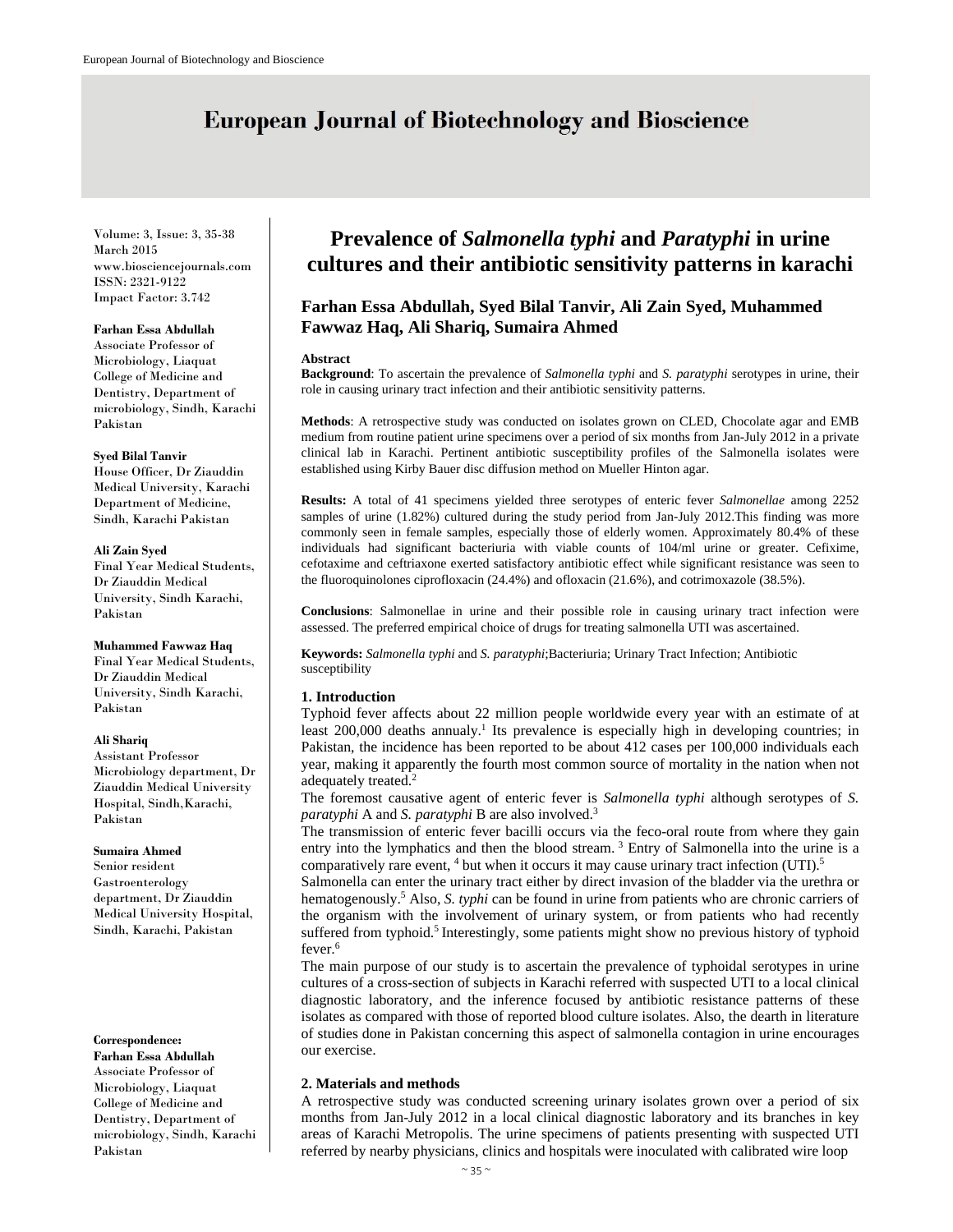# Prevalence of *Salmonella typhi* and *Paratyphi* in urine cultures and their antibiotic sensitivity patterns in karachi

**Farhan Essa Abdullah, Syed Bilal Tanvir, Ali Zain Syed, Muhammed Fawwaz Haq, Ali Shariq, Sumaira Ahmed**

**Farhan Essa Abdullah**
Associate Professor of Microbiology, Liaquat College of Medicine and Dentistry, Department of microbiology, Sindh, Karachi Pakistan

**Syed Bilal Tanvir**
House Officer, Dr Ziauddin Medical University, Karachi Department of Medicine, Sindh, Karachi Pakistan

**Ali Zain Syed**
Final Year Medical Students, Dr Ziauddin Medical University, Sindh Karachi, Pakistan

**Muhammed Fawwaz Haq**
Final Year Medical Students, Dr Ziauddin Medical University, Sindh Karachi, Pakistan

**Ali Shariq**
Assistant Professor Microbiology department, Dr Ziauddin Medical University Hospital, Sindh,Karachi, Pakistan

**Sumaira Ahmed**
Senior resident Gastroenterology department, Dr Ziauddin Medical University Hospital, Sindh, Karachi, Pakistan

**Correspondence:**
**Farhan Essa Abdullah**
Associate Professor of Microbiology, Liaquat College of Medicine and Dentistry, Department of microbiology, Sindh, Karachi Pakistan

**Abstract**

**Background**: To ascertain the prevalence of *Salmonella typhi* and *S. paratyphi* serotypes in urine, their role in causing urinary tract infection and their antibiotic sensitivity patterns.

**Methods**: A retrospective study was conducted on isolates grown on CLED, Chocolate agar and EMB medium from routine patient urine specimens over a period of six months from Jan-July 2012 in a private clinical lab in Karachi. Pertinent antibiotic susceptibility profiles of the Salmonella isolates were established using Kirby Bauer disc diffusion method on Mueller Hinton agar.

**Results:** A total of 41 specimens yielded three serotypes of enteric fever *Salmonellae* among 2252 samples of urine (1.82%) cultured during the study period from Jan-July 2012.This finding was more commonly seen in female samples, especially those of elderly women. Approximately 80.4% of these individuals had significant bacteriuria with viable counts of 104/ml urine or greater. Cefixime, cefotaxime and ceftriaxone exerted satisfactory antibiotic effect while significant resistance was seen to the fluoroquinolones ciprofloxacin (24.4%) and ofloxacin (21.6%), and cotrimoxazole (38.5%).

**Conclusions**: Salmonellae in urine and their possible role in causing urinary tract infection were assessed. The preferred empirical choice of drugs for treating salmonella UTI was ascertained.

**Keywords:** *Salmonella typhi* and *S. paratyphi*;Bacteriuria; Urinary Tract Infection; Antibiotic susceptibility

## 1. Introduction

Typhoid fever affects about 22 million people worldwide every year with an estimate of at least 200,000 deaths annualy.[1] Its prevalence is especially high in developing countries; in Pakistan, the incidence has been reported to be about 412 cases per 100,000 individuals each year, making it apparently the fourth most common source of mortality in the nation when not adequately treated.[2]

The foremost causative agent of enteric fever is *Salmonella typhi* although serotypes of *S. paratyphi* A and *S. paratyphi* B are also involved.[3]

The transmission of enteric fever bacilli occurs via the feco-oral route from where they gain entry into the lymphatics and then the blood stream. [3] Entry of Salmonella into the urine is a comparatively rare event, [4] but when it occurs it may cause urinary tract infection (UTI).[5]

Salmonella can enter the urinary tract either by direct invasion of the bladder via the urethra or hematogenously.[5] Also, *S. typhi* can be found in urine from patients who are chronic carriers of the organism with the involvement of urinary system, or from patients who had recently suffered from typhoid.[5] Interestingly, some patients might show no previous history of typhoid fever.[6]

The main purpose of our study is to ascertain the prevalence of typhoidal serotypes in urine cultures of a cross-section of subjects in Karachi referred with suspected UTI to a local clinical diagnostic laboratory, and the inference focused by antibiotic resistance patterns of these isolates as compared with those of reported blood culture isolates. Also, the dearth in literature of studies done in Pakistan concerning this aspect of salmonella contagion in urine encourages our exercise.

## 2. Materials and methods

A retrospective study was conducted screening urinary isolates grown over a period of six months from Jan-July 2012 in a local clinical diagnostic laboratory and its branches in key areas of Karachi Metropolis. The urine specimens of patients presenting with suspected UTI referred by nearby physicians, clinics and hospitals were inoculated with calibrated wire loop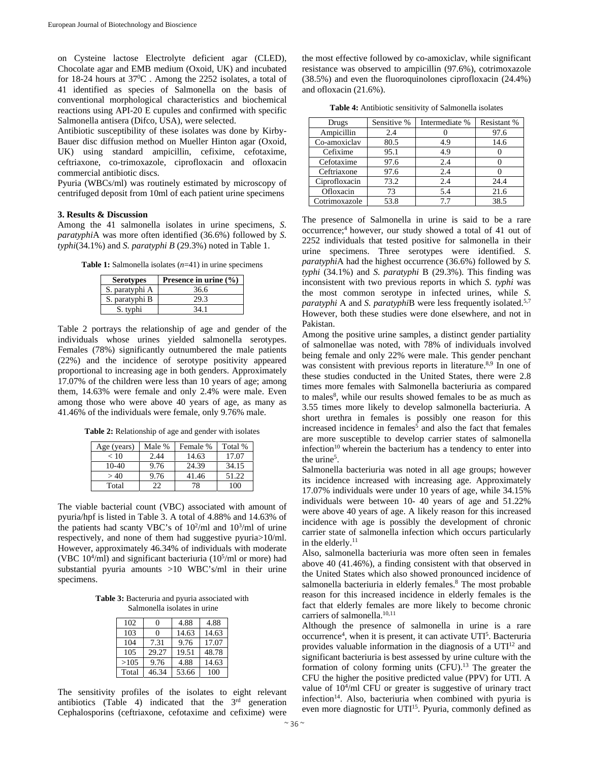on Cysteine lactose Electrolyte deficient agar (CLED), Chocolate agar and EMB medium (Oxoid, UK) and incubated for 18-24 hours at $37^0$C . Among the 2252 isolates, a total of 41 identified as species of Salmonella on the basis of conventional morphological characteristics and biochemical reactions using API-20 E cupules and confirmed with specific Salmonella antisera (Difco, USA), were selected.

Antibiotic susceptibility of these isolates was done by Kirby-Bauer disc diffusion method on Mueller Hinton agar (Oxoid, UK) using standard ampicillin, cefixime, cefotaxime, ceftriaxone, co-trimoxazole, ciprofloxacin and ofloxacin commercial antibiotic discs.

Pyuria (WBCs/ml) was routinely estimated by microscopy of centrifuged deposit from 10ml of each patient urine specimens

### 3. Results & Discussion

Among the 41 salmonella isolates in urine specimens, *S. paratyphi*A was more often identified (36.6%) followed by *S. typhi*(34.1%) and *S. paratyphi B* (29.3%) noted in Table 1.

**Table 1:** Salmonella isolates (*n*=41) in urine specimens

| Serotypes | Presence in urine (%) |
|---|---|
| S. paratyphi A | 36.6 |
| S. paratyphi B | 29.3 |
| S. typhi | 34.1 |

Table 2 portrays the relationship of age and gender of the individuals whose urines yielded salmonella serotypes. Females (78%) significantly outnumbered the male patients (22%) and the incidence of serotype positivity appeared proportional to increasing age in both genders. Approximately 17.07% of the children were less than 10 years of age; among them, 14.63% were female and only 2.4% were male. Even among those who were above 40 years of age, as many as 41.46% of the individuals were female, only 9.76% male.

**Table 2:** Relationship of age and gender with isolates

| Age (years) | Male % | Female % | Total % |
|---|---|---|---|
| < 10 | 2.44 | 14.63 | 17.07 |
| 10-40 | 9.76 | 24.39 | 34.15 |
| > 40 | 9.76 | 41.46 | 51.22 |
| Total | 22 | 78 | 100 |

The viable bacterial count (VBC) associated with amount of pyuria/hpf is listed in Table 3. A total of 4.88% and 14.63% of the patients had scanty VBC's of $10^2$/ml and $10^3$/ml of urine respectively, and none of them had suggestive pyuria>10/ml. However, approximately 46.34% of individuals with moderate (VBC $10^4$/ml) and significant bacteriuria ($10^5$/ml or more) had substantial pyuria amounts >10 WBC's/ml in their urine specimens.

**Table 3:** Bacteruria and pyuria associated with Salmonella isolates in urine

| 102 | 0 | 4.88 | 4.88 |
|---|---|---|---|
| 103 | 0 | 14.63 | 14.63 |
| 104 | 7.31 | 9.76 | 17.07 |
| 105 | 29.27 | 19.51 | 48.78 |
| >105 | 9.76 | 4.88 | 14.63 |
| Total | 46.34 | 53.66 | 100 |

The sensitivity profiles of the isolates to eight relevant antibiotics (Table 4) indicated that the 3rd generation Cephalosporins (ceftriaxone, cefotaxime and cefixime) were the most effective followed by co-amoxiclav, while significant resistance was observed to ampicillin (97.6%), cotrimoxazole (38.5%) and even the fluoroquinolones ciprofloxacin (24.4%) and ofloxacin (21.6%).

**Table 4:** Antibiotic sensitivity of Salmonella isolates

| Drugs | Sensitive % | Intermediate % | Resistant % |
|---|---|---|---|
| Ampicillin | 2.4 | 0 | 97.6 |
| Co-amoxiclav | 80.5 | 4.9 | 14.6 |
| Cefixime | 95.1 | 4.9 | 0 |
| Cefotaxime | 97.6 | 2.4 | 0 |
| Ceftriaxone | 97.6 | 2.4 | 0 |
| Ciprofloxacin | 73.2 | 2.4 | 24.4 |
| Ofloxacin | 73 | 5.4 | 21.6 |
| Cotrimoxazole | 53.8 | 7.7 | 38.5 |

The presence of Salmonella in urine is said to be a rare occurrence;[4] however, our study showed a total of 41 out of 2252 individuals that tested positive for salmonella in their urine specimens. Three serotypes were identified. *S. paratyphi*A had the highest occurrence (36.6%) followed by *S. typhi* (34.1%) and *S. paratyphi* B (29.3%). This finding was inconsistent with two previous reports in which *S. typhi* was the most common serotype in infected urines, while *S. paratyphi* A and *S. paratyphi*B were less frequently isolated.[5,7] However, both these studies were done elsewhere, and not in Pakistan.

Among the positive urine samples, a distinct gender partiality of salmonellae was noted, with 78% of individuals involved being female and only 22% were male. This gender penchant was consistent with previous reports in literature.[8,9] In one of these studies conducted in the United States, there were 2.8 times more females with Salmonella bacteriuria as compared to males[8], while our results showed females to be as much as 3.55 times more likely to develop salmonella bacteriuria. A short urethra in females is possibly one reason for this increased incidence in females[5] and also the fact that females are more susceptible to develop carrier states of salmonella infection[10] wherein the bacterium has a tendency to enter into the urine[5].

Salmonella bacteriuria was noted in all age groups; however its incidence increased with increasing age. Approximately 17.07% individuals were under 10 years of age, while 34.15% individuals were between 10- 40 years of age and 51.22% were above 40 years of age. A likely reason for this increased incidence with age is possibly the development of chronic carrier state of salmonella infection which occurs particularly in the elderly.[11]

Also, salmonella bacteriuria was more often seen in females above 40 (41.46%), a finding consistent with that observed in the United States which also showed pronounced incidence of salmonella bacteriuria in elderly females.[8] The most probable reason for this increased incidence in elderly females is the fact that elderly females are more likely to become chronic carriers of salmonella.[10,11]

Although the presence of salmonella in urine is a rare occurrence[4], when it is present, it can activate UTI[5]. Bacteruria provides valuable information in the diagnosis of a UTI[12] and significant bacteriuria is best assessed by urine culture with the formation of colony forming units (CFU).[13] The greater the CFU the higher the positive predicted value (PPV) for UTI. A value of $10^4$/ml CFU or greater is suggestive of urinary tract infection[14]. Also, bacteriuria when combined with pyuria is even more diagnostic for UTI[15]. Pyuria, commonly defined as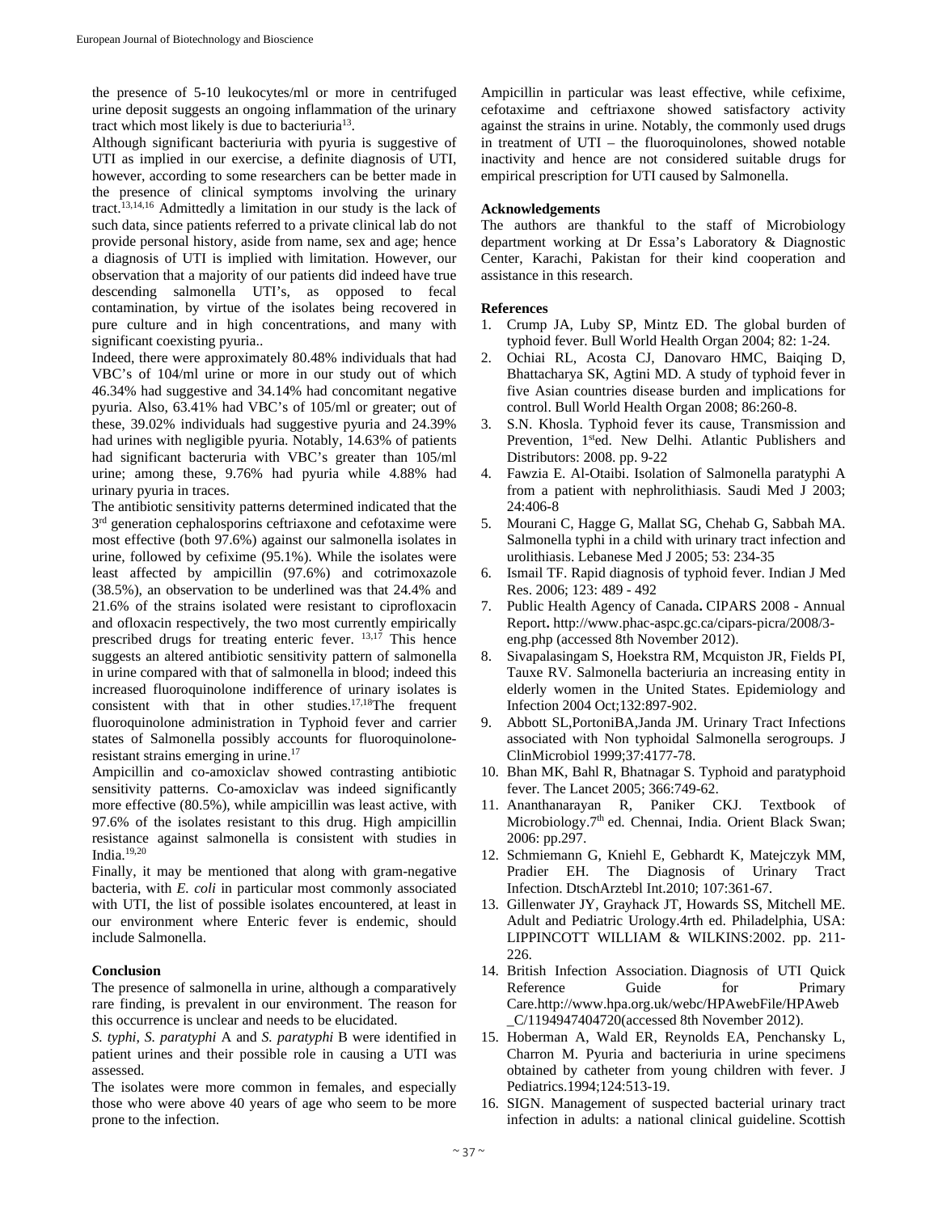the presence of 5-10 leukocytes/ml or more in centrifuged urine deposit suggests an ongoing inflammation of the urinary tract which most likely is due to bacteriuria[13].

Although significant bacteriuria with pyuria is suggestive of UTI as implied in our exercise, a definite diagnosis of UTI, however, according to some researchers can be better made in the presence of clinical symptoms involving the urinary tract.[13,14,16] Admittedly a limitation in our study is the lack of such data, since patients referred to a private clinical lab do not provide personal history, aside from name, sex and age; hence a diagnosis of UTI is implied with limitation. However, our observation that a majority of our patients did indeed have true descending salmonella UTI's, as opposed to fecal contamination, by virtue of the isolates being recovered in pure culture and in high concentrations, and many with significant coexisting pyuria..

Indeed, there were approximately 80.48% individuals that had VBC's of 104/ml urine or more in our study out of which 46.34% had suggestive and 34.14% had concomitant negative pyuria. Also, 63.41% had VBC's of 105/ml or greater; out of these, 39.02% individuals had suggestive pyuria and 24.39% had urines with negligible pyuria. Notably, 14.63% of patients had significant bacteruria with VBC's greater than 105/ml urine; among these, 9.76% had pyuria while 4.88% had urinary pyuria in traces.

The antibiotic sensitivity patterns determined indicated that the 3rd generation cephalosporins ceftriaxone and cefotaxime were most effective (both 97.6%) against our salmonella isolates in urine, followed by cefixime (95.1%). While the isolates were least affected by ampicillin (97.6%) and cotrimoxazole (38.5%), an observation to be underlined was that 24.4% and 21.6% of the strains isolated were resistant to ciprofloxacin and ofloxacin respectively, the two most currently empirically prescribed drugs for treating enteric fever. [13,17] This hence suggests an altered antibiotic sensitivity pattern of salmonella in urine compared with that of salmonella in blood; indeed this increased fluoroquinolone indifference of urinary isolates is consistent with that in other studies.[17,18]The frequent fluoroquinolone administration in Typhoid fever and carrier states of Salmonella possibly accounts for fluoroquinolone-resistant strains emerging in urine.[17]

Ampicillin and co-amoxiclav showed contrasting antibiotic sensitivity patterns. Co-amoxiclav was indeed significantly more effective (80.5%), while ampicillin was least active, with 97.6% of the isolates resistant to this drug. High ampicillin resistance against salmonella is consistent with studies in India.[19,20]

Finally, it may be mentioned that along with gram-negative bacteria, with *E. coli* in particular most commonly associated with UTI, the list of possible isolates encountered, at least in our environment where Enteric fever is endemic, should include Salmonella.

## Conclusion

The presence of salmonella in urine, although a comparatively rare finding, is prevalent in our environment. The reason for this occurrence is unclear and needs to be elucidated.

*S. typhi*, *S. paratyphi* A and *S. paratyphi* B were identified in patient urines and their possible role in causing a UTI was assessed.

The isolates were more common in females, and especially those who were above 40 years of age who seem to be more prone to the infection.

Ampicillin in particular was least effective, while cefixime, cefotaxime and ceftriaxone showed satisfactory activity against the strains in urine. Notably, the commonly used drugs in treatment of UTI – the fluoroquinolones, showed notable inactivity and hence are not considered suitable drugs for empirical prescription for UTI caused by Salmonella.

## Acknowledgements

The authors are thankful to the staff of Microbiology department working at Dr Essa's Laboratory & Diagnostic Center, Karachi, Pakistan for their kind cooperation and assistance in this research.

## References

1. Crump JA, Luby SP, Mintz ED. The global burden of typhoid fever. Bull World Health Organ 2004; 82: 1-24.
2. Ochiai RL, Acosta CJ, Danovaro HMC, Baiqing D, Bhattacharya SK, Agtini MD. A study of typhoid fever in five Asian countries disease burden and implications for control. Bull World Health Organ 2008; 86:260-8.
3. S.N. Khosla. Typhoid fever its cause, Transmission and Prevention, 1sted. New Delhi. Atlantic Publishers and Distributors: 2008. pp. 9-22
4. Fawzia E. Al-Otaibi. Isolation of Salmonella paratyphi A from a patient with nephrolithiasis. Saudi Med J 2003; 24:406-8
5. Mourani C, Hagge G, Mallat SG, Chehab G, Sabbah MA. Salmonella typhi in a child with urinary tract infection and urolithiasis. Lebanese Med J 2005; 53: 234-35
6. Ismail TF. Rapid diagnosis of typhoid fever. Indian J Med Res. 2006; 123: 489 - 492
7. Public Health Agency of Canada**.** CIPARS 2008 - Annual Report**.** http://www.phac-aspc.gc.ca/cipars-picra/2008/3-eng.php (accessed 8th November 2012).
8. Sivapalasingam S, Hoekstra RM, Mcquiston JR, Fields PI, Tauxe RV. Salmonella bacteriuria an increasing entity in elderly women in the United States. Epidemiology and Infection 2004 Oct;132:897-902.
9. Abbott SL,PortoniBA,Janda JM. Urinary Tract Infections associated with Non typhoidal Salmonella serogroups. J ClinMicrobiol 1999;37:4177-78.
10. Bhan MK, Bahl R, Bhatnagar S. Typhoid and paratyphoid fever. The Lancet 2005; 366:749-62.
11. Ananthanarayan R, Paniker CKJ. Textbook of Microbiology.7th ed. Chennai, India. Orient Black Swan; 2006: pp.297.
12. Schmiemann G, Kniehl E, Gebhardt K, Matejczyk MM, Pradier EH. The Diagnosis of Urinary Tract Infection. DtschArztebl Int.2010; 107:361-67.
13. Gillenwater JY, Grayhack JT, Howards SS, Mitchell ME. Adult and Pediatric Urology.4rth ed. Philadelphia, USA: LIPPINCOTT WILLIAM & WILKINS:2002. pp. 211-226.
14. British Infection Association. Diagnosis of UTI Quick Reference Guide for Primary Care.http://www.hpa.org.uk/webc/HPAwebFile/HPAweb_C/1194947404720(accessed 8th November 2012).
15. Hoberman A, Wald ER, Reynolds EA, Penchansky L, Charron M. Pyuria and bacteriuria in urine specimens obtained by catheter from young children with fever. J Pediatrics.1994;124:513-19.
16. SIGN. Management of suspected bacterial urinary tract infection in adults: a national clinical guideline. Scottish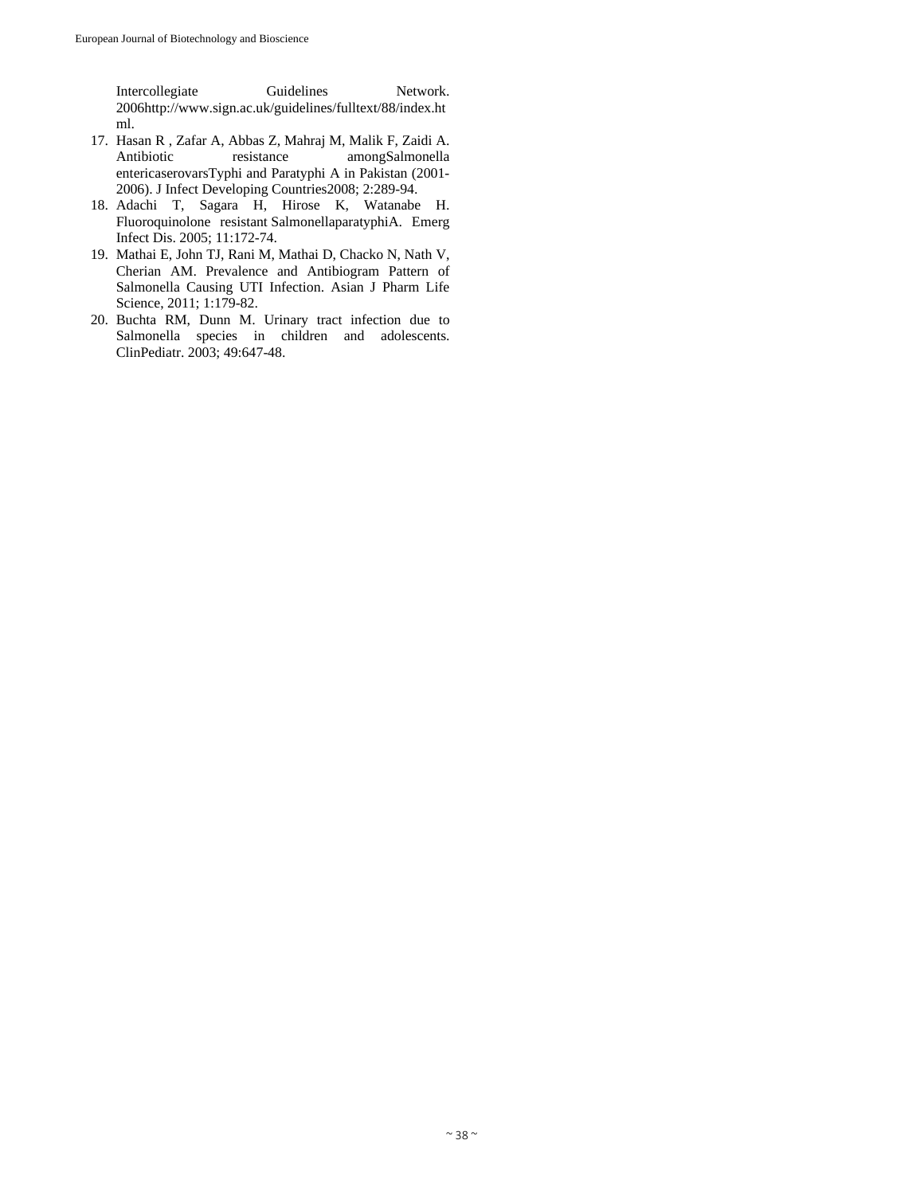Intercollegiate Guidelines Network. 2006http://www.sign.ac.uk/guidelines/fulltext/88/index.html.

17. Hasan R , Zafar A, Abbas Z, Mahraj M, Malik F, Zaidi A. Antibiotic resistance amongSalmonella entericaserovarsTyphi and Paratyphi A in Pakistan (2001-2006). J Infect Developing Countries2008; 2:289-94.
18. Adachi T, Sagara H, Hirose K, Watanabe H. Fluoroquinolone resistant SalmonellaparatyphiA. Emerg Infect Dis. 2005; 11:172-74.
19. Mathai E, John TJ, Rani M, Mathai D, Chacko N, Nath V, Cherian AM. Prevalence and Antibiogram Pattern of Salmonella Causing UTI Infection. Asian J Pharm Life Science, 2011; 1:179-82.
20. Buchta RM, Dunn M. Urinary tract infection due to Salmonella species in children and adolescents. ClinPediatr. 2003; 49:647-48.